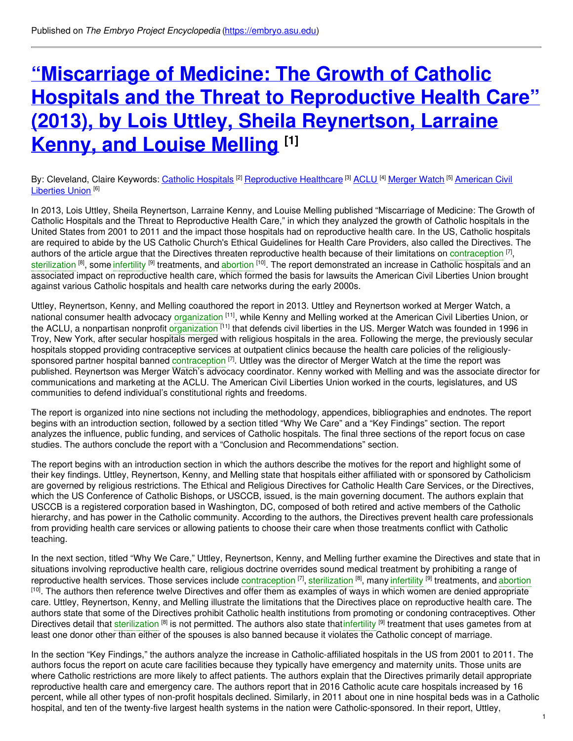Published on *The Embryo Project Encyclopedia* (https://embryo.asu.edu)

# "Miscarriage of Medicine: The Growth of Catholic Hospitals and the Threat to Reproductive Health Care" (2013), by Lois Uttley, Sheila Reynertson, Larraine Kenny, and Louise Melling [1]

By: Cleveland, Claire Keywords: Catholic Hospitals [2] Reproductive Healthcare [3] ACLU [4] Merger Watch [5] American Civil Liberties Union [6]

In 2013, Lois Uttley, Sheila Reynertson, Larraine Kenny, and Louise Melling published "Miscarriage of Medicine: The Growth of Catholic Hospitals and the Threat to Reproductive Health Care," in which they analyzed the growth of Catholic hospitals in the United States from 2001 to 2011 and the impact those hospitals had on reproductive health care. In the US, Catholic hospitals are required to abide by the US Catholic Church's Ethical Guidelines for Health Care Providers, also called the Directives. The authors of the article argue that the Directives threaten reproductive health because of their limitations on contraception [7], sterilization [8], some infertility [9] treatments, and abortion [10]. The report demonstrated an increase in Catholic hospitals and an associated impact on reproductive health care, which formed the basis for lawsuits the American Civil Liberties Union brought against various Catholic hospitals and health care networks during the early 2000s.

Uttley, Reynertson, Kenny, and Melling coauthored the report in 2013. Uttley and Reynertson worked at Merger Watch, a national consumer health advocacy organization [11], while Kenny and Melling worked at the American Civil Liberties Union, or the ACLU, a nonpartisan nonprofit organization [11] that defends civil liberties in the US. Merger Watch was founded in 1996 in Troy, New York, after secular hospitals merged with religious hospitals in the area. Following the merge, the previously secular hospitals stopped providing contraceptive services at outpatient clinics because the health care policies of the religiously-sponsored partner hospital banned contraception [7]. Uttley was the director of Merger Watch at the time the report was published. Reynertson was Merger Watch's advocacy coordinator. Kenny worked with Melling and was the associate director for communications and marketing at the ACLU. The American Civil Liberties Union worked in the courts, legislatures, and US communities to defend individual's constitutional rights and freedoms.

The report is organized into nine sections not including the methodology, appendices, bibliographies and endnotes. The report begins with an introduction section, followed by a section titled "Why We Care" and a "Key Findings" section. The report analyzes the influence, public funding, and services of Catholic hospitals. The final three sections of the report focus on case studies. The authors conclude the report with a "Conclusion and Recommendations" section.

The report begins with an introduction section in which the authors describe the motives for the report and highlight some of their key findings. Uttley, Reynertson, Kenny, and Melling state that hospitals either affiliated with or sponsored by Catholicism are governed by religious restrictions. The Ethical and Religious Directives for Catholic Health Care Services, or the Directives, which the US Conference of Catholic Bishops, or USCCB, issued, is the main governing document. The authors explain that USCCB is a registered corporation based in Washington, DC, composed of both retired and active members of the Catholic hierarchy, and has power in the Catholic community. According to the authors, the Directives prevent health care professionals from providing health care services or allowing patients to choose their care when those treatments conflict with Catholic teaching.

In the next section, titled "Why We Care," Uttley, Reynertson, Kenny, and Melling further examine the Directives and state that in situations involving reproductive health care, religious doctrine overrides sound medical treatment by prohibiting a range of reproductive health services. Those services include contraception [7], sterilization [8], many infertility [9] treatments, and abortion [10]. The authors then reference twelve Directives and offer them as examples of ways in which women are denied appropriate care. Uttley, Reynertson, Kenny, and Melling illustrate the limitations that the Directives place on reproductive health care. The authors state that some of the Directives prohibit Catholic health institutions from promoting or condoning contraceptives. Other Directives detail that sterilization [8] is not permitted. The authors also state that infertility [9] treatment that uses gametes from at least one donor other than either of the spouses is also banned because it violates the Catholic concept of marriage.

In the section "Key Findings," the authors analyze the increase in Catholic-affiliated hospitals in the US from 2001 to 2011. The authors focus the report on acute care facilities because they typically have emergency and maternity units. Those units are where Catholic restrictions are more likely to affect patients. The authors explain that the Directives primarily detail appropriate reproductive health care and emergency care. The authors report that in 2016 Catholic acute care hospitals increased by 16 percent, while all other types of non-profit hospitals declined. Similarly, in 2011 about one in nine hospital beds was in a Catholic hospital, and ten of the twenty-five largest health systems in the nation were Catholic-sponsored. In their report, Uttley,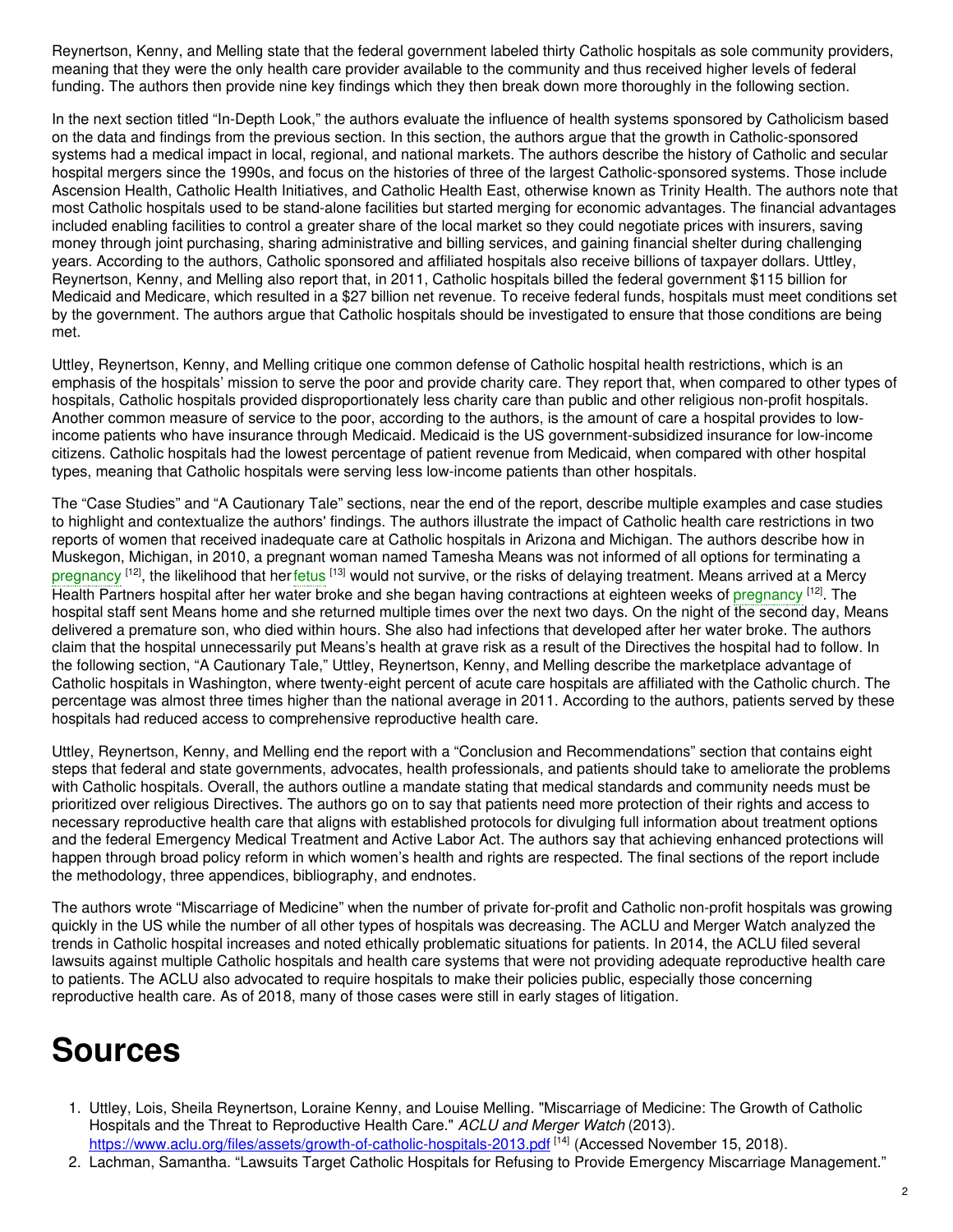Reynertson, Kenny, and Melling state that the federal government labeled thirty Catholic hospitals as sole community providers, meaning that they were the only health care provider available to the community and thus received higher levels of federal funding. The authors then provide nine key findings which they then break down more thoroughly in the following section.

In the next section titled "In-Depth Look," the authors evaluate the influence of health systems sponsored by Catholicism based on the data and findings from the previous section. In this section, the authors argue that the growth in Catholic-sponsored systems had a medical impact in local, regional, and national markets. The authors describe the history of Catholic and secular hospital mergers since the 1990s, and focus on the histories of three of the largest Catholic-sponsored systems. Those include Ascension Health, Catholic Health Initiatives, and Catholic Health East, otherwise known as Trinity Health. The authors note that most Catholic hospitals used to be stand-alone facilities but started merging for economic advantages. The financial advantages included enabling facilities to control a greater share of the local market so they could negotiate prices with insurers, saving money through joint purchasing, sharing administrative and billing services, and gaining financial shelter during challenging years. According to the authors, Catholic sponsored and affiliated hospitals also receive billions of taxpayer dollars. Uttley, Reynertson, Kenny, and Melling also report that, in 2011, Catholic hospitals billed the federal government $115 billion for Medicaid and Medicare, which resulted in a $27 billion net revenue. To receive federal funds, hospitals must meet conditions set by the government. The authors argue that Catholic hospitals should be investigated to ensure that those conditions are being met.

Uttley, Reynertson, Kenny, and Melling critique one common defense of Catholic hospital health restrictions, which is an emphasis of the hospitals' mission to serve the poor and provide charity care. They report that, when compared to other types of hospitals, Catholic hospitals provided disproportionately less charity care than public and other religious non-profit hospitals. Another common measure of service to the poor, according to the authors, is the amount of care a hospital provides to low-income patients who have insurance through Medicaid. Medicaid is the US government-subsidized insurance for low-income citizens. Catholic hospitals had the lowest percentage of patient revenue from Medicaid, when compared with other hospital types, meaning that Catholic hospitals were serving less low-income patients than other hospitals.

The "Case Studies" and "A Cautionary Tale" sections, near the end of the report, describe multiple examples and case studies to highlight and contextualize the authors' findings. The authors illustrate the impact of Catholic health care restrictions in two reports of women that received inadequate care at Catholic hospitals in Arizona and Michigan. The authors describe how in Muskegon, Michigan, in 2010, a pregnant woman named Tamesha Means was not informed of all options for terminating a pregnancy [12], the likelihood that her fetus [13] would not survive, or the risks of delaying treatment. Means arrived at a Mercy Health Partners hospital after her water broke and she began having contractions at eighteen weeks of pregnancy [12]. The hospital staff sent Means home and she returned multiple times over the next two days. On the night of the second day, Means delivered a premature son, who died within hours. She also had infections that developed after her water broke. The authors claim that the hospital unnecessarily put Means's health at grave risk as a result of the Directives the hospital had to follow. In the following section, "A Cautionary Tale," Uttley, Reynertson, Kenny, and Melling describe the marketplace advantage of Catholic hospitals in Washington, where twenty-eight percent of acute care hospitals are affiliated with the Catholic church. The percentage was almost three times higher than the national average in 2011. According to the authors, patients served by these hospitals had reduced access to comprehensive reproductive health care.

Uttley, Reynertson, Kenny, and Melling end the report with a "Conclusion and Recommendations" section that contains eight steps that federal and state governments, advocates, health professionals, and patients should take to ameliorate the problems with Catholic hospitals. Overall, the authors outline a mandate stating that medical standards and community needs must be prioritized over religious Directives. The authors go on to say that patients need more protection of their rights and access to necessary reproductive health care that aligns with established protocols for divulging full information about treatment options and the federal Emergency Medical Treatment and Active Labor Act. The authors say that achieving enhanced protections will happen through broad policy reform in which women's health and rights are respected. The final sections of the report include the methodology, three appendices, bibliography, and endnotes.

The authors wrote "Miscarriage of Medicine" when the number of private for-profit and Catholic non-profit hospitals was growing quickly in the US while the number of all other types of hospitals was decreasing. The ACLU and Merger Watch analyzed the trends in Catholic hospital increases and noted ethically problematic situations for patients. In 2014, the ACLU filed several lawsuits against multiple Catholic hospitals and health care systems that were not providing adequate reproductive health care to patients. The ACLU also advocated to require hospitals to make their policies public, especially those concerning reproductive health care. As of 2018, many of those cases were still in early stages of litigation.

# Sources

1. Uttley, Lois, Sheila Reynertson, Loraine Kenny, and Louise Melling. "Miscarriage of Medicine: The Growth of Catholic Hospitals and the Threat to Reproductive Health Care." *ACLU and Merger Watch* (2013). https://www.aclu.org/files/assets/growth-of-catholic-hospitals-2013.pdf [14] (Accessed November 15, 2018).
2. Lachman, Samantha. "Lawsuits Target Catholic Hospitals for Refusing to Provide Emergency Miscarriage Management."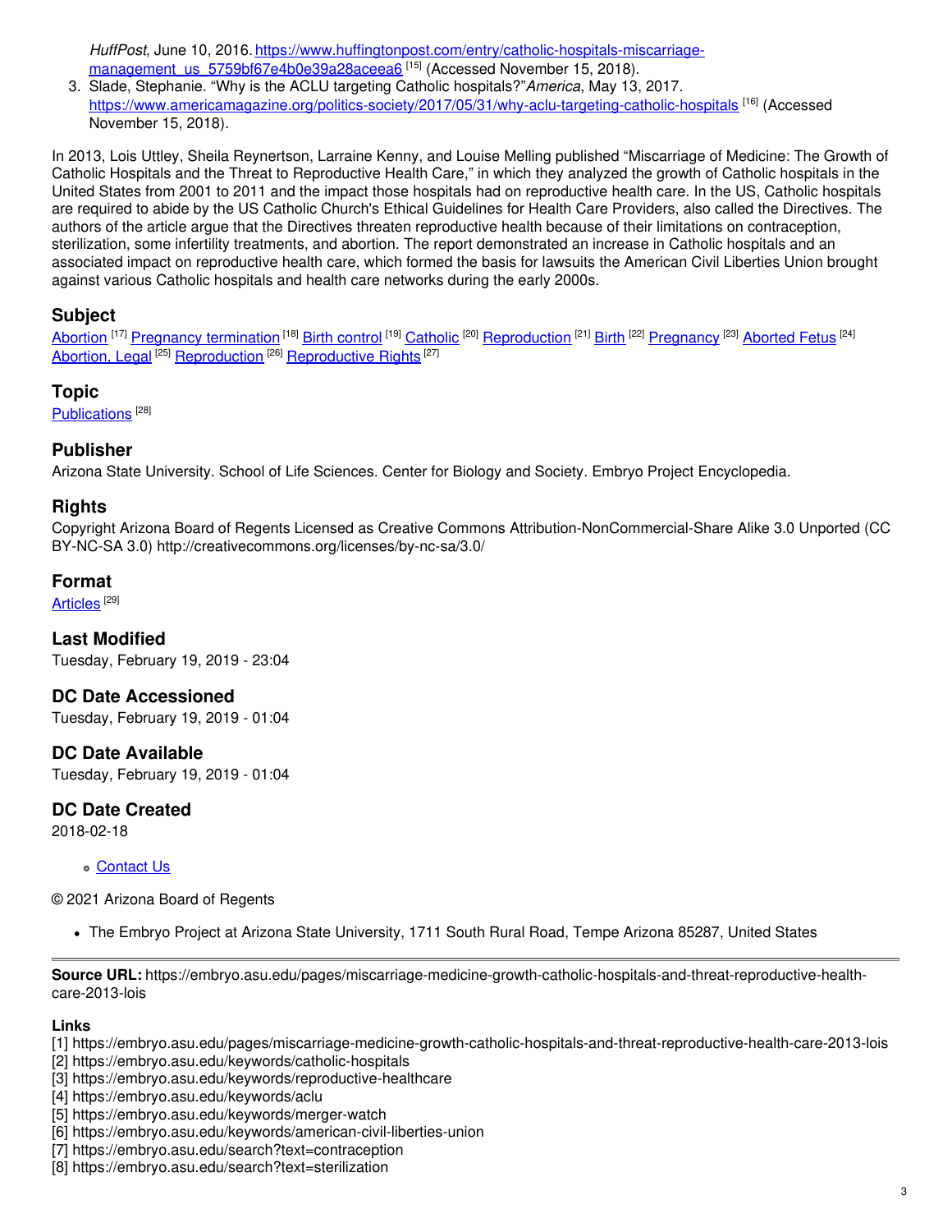*HuffPost*, June 10, 2016. https://www.huffingtonpost.com/entry/catholic-hospitals-miscarriage-management_us_5759bf67e4b0e39a28aceea6 [15] (Accessed November 15, 2018).
3. Slade, Stephanie. “Why is the ACLU targeting Catholic hospitals?” *America*, May 13, 2017. https://www.americamagazine.org/politics-society/2017/05/31/why-aclu-targeting-catholic-hospitals [16] (Accessed November 15, 2018).

In 2013, Lois Uttley, Sheila Reynertson, Larraine Kenny, and Louise Melling published “Miscarriage of Medicine: The Growth of Catholic Hospitals and the Threat to Reproductive Health Care,” in which they analyzed the growth of Catholic hospitals in the United States from 2001 to 2011 and the impact those hospitals had on reproductive health care. In the US, Catholic hospitals are required to abide by the US Catholic Church's Ethical Guidelines for Health Care Providers, also called the Directives. The authors of the article argue that the Directives threaten reproductive health because of their limitations on contraception, sterilization, some infertility treatments, and abortion. The report demonstrated an increase in Catholic hospitals and an associated impact on reproductive health care, which formed the basis for lawsuits the American Civil Liberties Union brought against various Catholic hospitals and health care networks during the early 2000s.

## Subject

Abortion [17] Pregnancy termination [18] Birth control [19] Catholic [20] Reproduction [21] Birth [22] Pregnancy [23] Aborted Fetus [24] Abortion, Legal [25] Reproduction [26] Reproductive Rights [27]

## Topic

Publications [28]

## Publisher

Arizona State University. School of Life Sciences. Center for Biology and Society. Embryo Project Encyclopedia.

## Rights

Copyright Arizona Board of Regents Licensed as Creative Commons Attribution-NonCommercial-Share Alike 3.0 Unported (CC BY-NC-SA 3.0) http://creativecommons.org/licenses/by-nc-sa/3.0/

## Format

Articles [29]

## Last Modified

Tuesday, February 19, 2019 - 23:04

## DC Date Accessioned

Tuesday, February 19, 2019 - 01:04

## DC Date Available

Tuesday, February 19, 2019 - 01:04

## DC Date Created

2018-02-18

- Contact Us

© 2021 Arizona Board of Regents

- The Embryo Project at Arizona State University, 1711 South Rural Road, Tempe Arizona 85287, United States

---

**Source URL:** https://embryo.asu.edu/pages/miscarriage-medicine-growth-catholic-hospitals-and-threat-reproductive-health-care-2013-lois

**Links**
[1] https://embryo.asu.edu/pages/miscarriage-medicine-growth-catholic-hospitals-and-threat-reproductive-health-care-2013-lois
[2] https://embryo.asu.edu/keywords/catholic-hospitals
[3] https://embryo.asu.edu/keywords/reproductive-healthcare
[4] https://embryo.asu.edu/keywords/aclu
[5] https://embryo.asu.edu/keywords/merger-watch
[6] https://embryo.asu.edu/keywords/american-civil-liberties-union
[7] https://embryo.asu.edu/search?text=contraception
[8] https://embryo.asu.edu/search?text=sterilization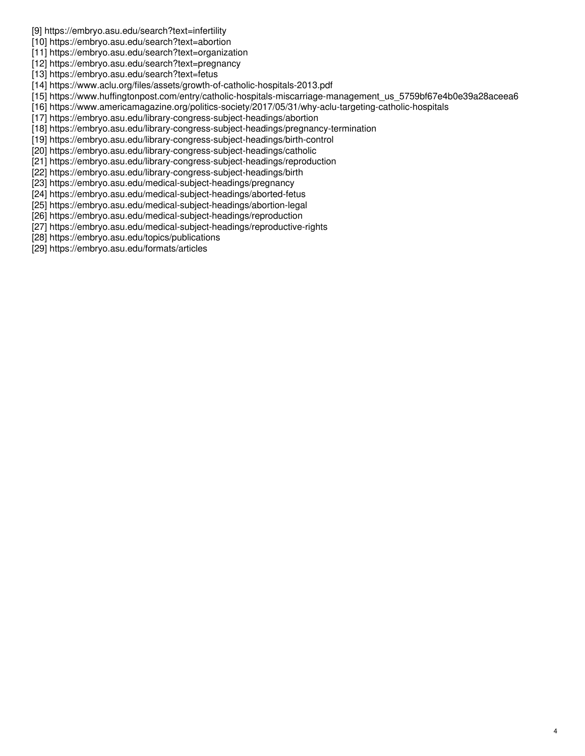[9] https://embryo.asu.edu/search?text=infertility
[10] https://embryo.asu.edu/search?text=abortion
[11] https://embryo.asu.edu/search?text=organization
[12] https://embryo.asu.edu/search?text=pregnancy
[13] https://embryo.asu.edu/search?text=fetus
[14] https://www.aclu.org/files/assets/growth-of-catholic-hospitals-2013.pdf
[15] https://www.huffingtonpost.com/entry/catholic-hospitals-miscarriage-management_us_5759bf67e4b0e39a28aceea6
[16] https://www.americamagazine.org/politics-society/2017/05/31/why-aclu-targeting-catholic-hospitals
[17] https://embryo.asu.edu/library-congress-subject-headings/abortion
[18] https://embryo.asu.edu/library-congress-subject-headings/pregnancy-termination
[19] https://embryo.asu.edu/library-congress-subject-headings/birth-control
[20] https://embryo.asu.edu/library-congress-subject-headings/catholic
[21] https://embryo.asu.edu/library-congress-subject-headings/reproduction
[22] https://embryo.asu.edu/library-congress-subject-headings/birth
[23] https://embryo.asu.edu/medical-subject-headings/pregnancy
[24] https://embryo.asu.edu/medical-subject-headings/aborted-fetus
[25] https://embryo.asu.edu/medical-subject-headings/abortion-legal
[26] https://embryo.asu.edu/medical-subject-headings/reproduction
[27] https://embryo.asu.edu/medical-subject-headings/reproductive-rights
[28] https://embryo.asu.edu/topics/publications
[29] https://embryo.asu.edu/formats/articles